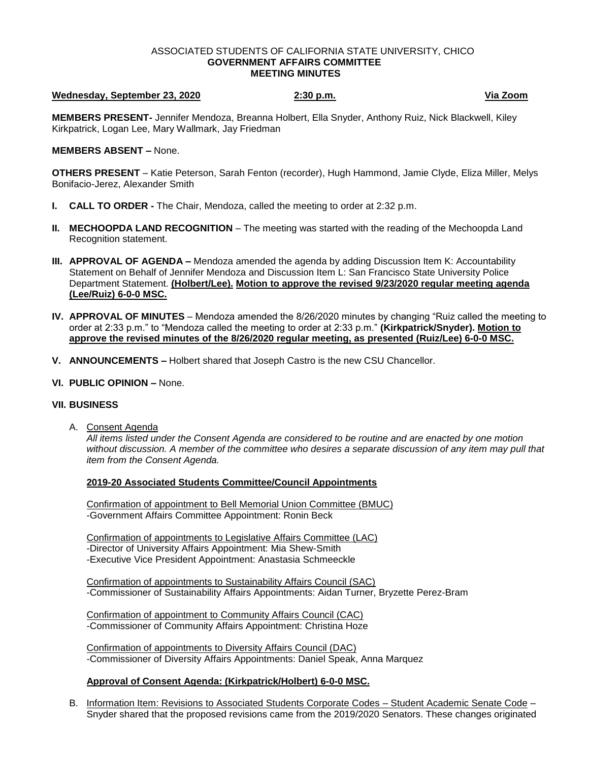ASSOCIATED STUDENTS OF CALIFORNIA STATE UNIVERSITY, CHICO
**GOVERNMENT AFFAIRS COMMITTEE**
**MEETING MINUTES**

**Wednesday, September 23, 2020** **2:30 p.m.** **Via Zoom**

**MEMBERS PRESENT-** Jennifer Mendoza, Breanna Holbert, Ella Snyder, Anthony Ruiz, Nick Blackwell, Kiley Kirkpatrick, Logan Lee, Mary Wallmark, Jay Friedman

**MEMBERS ABSENT –** None.

**OTHERS PRESENT** – Katie Peterson, Sarah Fenton (recorder), Hugh Hammond, Jamie Clyde, Eliza Miller, Melys Bonifacio-Jerez, Alexander Smith

**I. CALL TO ORDER -** The Chair, Mendoza, called the meeting to order at 2:32 p.m.

**II. MECHOOPDA LAND RECOGNITION** – The meeting was started with the reading of the Mechoopda Land Recognition statement.

**III. APPROVAL OF AGENDA –** Mendoza amended the agenda by adding Discussion Item K: Accountability Statement on Behalf of Jennifer Mendoza and Discussion Item L: San Francisco State University Police Department Statement. **(Holbert/Lee). Motion to approve the revised 9/23/2020 regular meeting agenda (Lee/Ruiz) 6-0-0 MSC.**

**IV. APPROVAL OF MINUTES** – Mendoza amended the 8/26/2020 minutes by changing "Ruiz called the meeting to order at 2:33 p.m." to "Mendoza called the meeting to order at 2:33 p.m." **(Kirkpatrick/Snyder). Motion to approve the revised minutes of the 8/26/2020 regular meeting, as presented (Ruiz/Lee) 6-0-0 MSC.**

**V. ANNOUNCEMENTS –** Holbert shared that Joseph Castro is the new CSU Chancellor.

**VI. PUBLIC OPINION –** None.

**VII. BUSINESS**

A. Consent Agenda
*All items listed under the Consent Agenda are considered to be routine and are enacted by one motion without discussion. A member of the committee who desires a separate discussion of any item may pull that item from the Consent Agenda.*

**2019-20 Associated Students Committee/Council Appointments**

Confirmation of appointment to Bell Memorial Union Committee (BMUC)
-Government Affairs Committee Appointment: Ronin Beck

Confirmation of appointments to Legislative Affairs Committee (LAC)
-Director of University Affairs Appointment: Mia Shew-Smith
-Executive Vice President Appointment: Anastasia Schmeeckle

Confirmation of appointments to Sustainability Affairs Council (SAC)
-Commissioner of Sustainability Affairs Appointments: Aidan Turner, Bryzette Perez-Bram

Confirmation of appointment to Community Affairs Council (CAC)
-Commissioner of Community Affairs Appointment: Christina Hoze

Confirmation of appointments to Diversity Affairs Council (DAC)
-Commissioner of Diversity Affairs Appointments: Daniel Speak, Anna Marquez

**Approval of Consent Agenda: (Kirkpatrick/Holbert) 6-0-0 MSC.**

B. Information Item: Revisions to Associated Students Corporate Codes – Student Academic Senate Code – Snyder shared that the proposed revisions came from the 2019/2020 Senators. These changes originated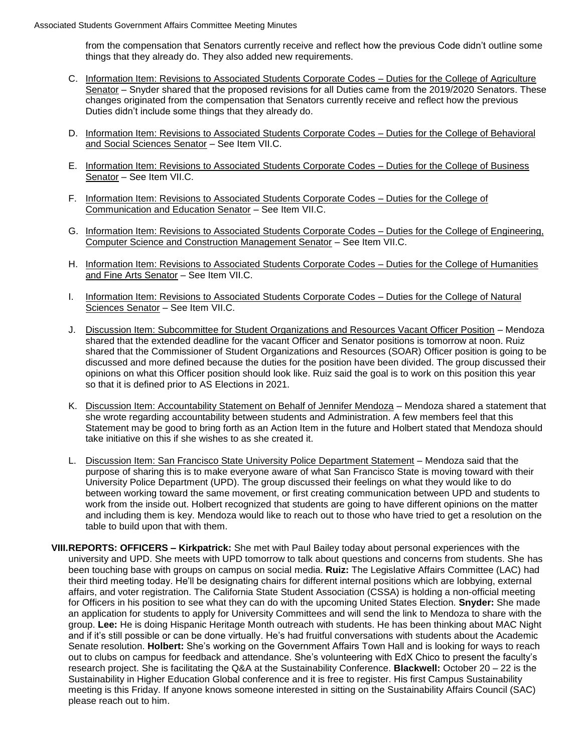from the compensation that Senators currently receive and reflect how the previous Code didn't outline some things that they already do. They also added new requirements.

C. Information Item: Revisions to Associated Students Corporate Codes – Duties for the College of Agriculture Senator – Snyder shared that the proposed revisions for all Duties came from the 2019/2020 Senators. These changes originated from the compensation that Senators currently receive and reflect how the previous Duties didn't include some things that they already do.

D. Information Item: Revisions to Associated Students Corporate Codes – Duties for the College of Behavioral and Social Sciences Senator – See Item VII.C.

E. Information Item: Revisions to Associated Students Corporate Codes – Duties for the College of Business Senator – See Item VII.C.

F. Information Item: Revisions to Associated Students Corporate Codes – Duties for the College of Communication and Education Senator – See Item VII.C.

G. Information Item: Revisions to Associated Students Corporate Codes – Duties for the College of Engineering, Computer Science and Construction Management Senator – See Item VII.C.

H. Information Item: Revisions to Associated Students Corporate Codes – Duties for the College of Humanities and Fine Arts Senator – See Item VII.C.

I. Information Item: Revisions to Associated Students Corporate Codes – Duties for the College of Natural Sciences Senator – See Item VII.C.

J. Discussion Item: Subcommittee for Student Organizations and Resources Vacant Officer Position – Mendoza shared that the extended deadline for the vacant Officer and Senator positions is tomorrow at noon. Ruiz shared that the Commissioner of Student Organizations and Resources (SOAR) Officer position is going to be discussed and more defined because the duties for the position have been divided. The group discussed their opinions on what this Officer position should look like. Ruiz said the goal is to work on this position this year so that it is defined prior to AS Elections in 2021.

K. Discussion Item: Accountability Statement on Behalf of Jennifer Mendoza – Mendoza shared a statement that she wrote regarding accountability between students and Administration. A few members feel that this Statement may be good to bring forth as an Action Item in the future and Holbert stated that Mendoza should take initiative on this if she wishes to as she created it.

L. Discussion Item: San Francisco State University Police Department Statement – Mendoza said that the purpose of sharing this is to make everyone aware of what San Francisco State is moving toward with their University Police Department (UPD). The group discussed their feelings on what they would like to do between working toward the same movement, or first creating communication between UPD and students to work from the inside out. Holbert recognized that students are going to have different opinions on the matter and including them is key. Mendoza would like to reach out to those who have tried to get a resolution on the table to build upon that with them.

**VIII. REPORTS: OFFICERS – Kirkpatrick:** She met with Paul Bailey today about personal experiences with the university and UPD. She meets with UPD tomorrow to talk about questions and concerns from students. She has been touching base with groups on campus on social media. **Ruiz:** The Legislative Affairs Committee (LAC) had their third meeting today. He'll be designating chairs for different internal positions which are lobbying, external affairs, and voter registration. The California State Student Association (CSSA) is holding a non-official meeting for Officers in his position to see what they can do with the upcoming United States Election. **Snyder:** She made an application for students to apply for University Committees and will send the link to Mendoza to share with the group. **Lee:** He is doing Hispanic Heritage Month outreach with students. He has been thinking about MAC Night and if it's still possible or can be done virtually. He's had fruitful conversations with students about the Academic Senate resolution. **Holbert:** She's working on the Government Affairs Town Hall and is looking for ways to reach out to clubs on campus for feedback and attendance. She's volunteering with EdX Chico to present the faculty's research project. She is facilitating the Q&A at the Sustainability Conference. **Blackwell:** October 20 – 22 is the Sustainability in Higher Education Global conference and it is free to register. His first Campus Sustainability meeting is this Friday. If anyone knows someone interested in sitting on the Sustainability Affairs Council (SAC) please reach out to him.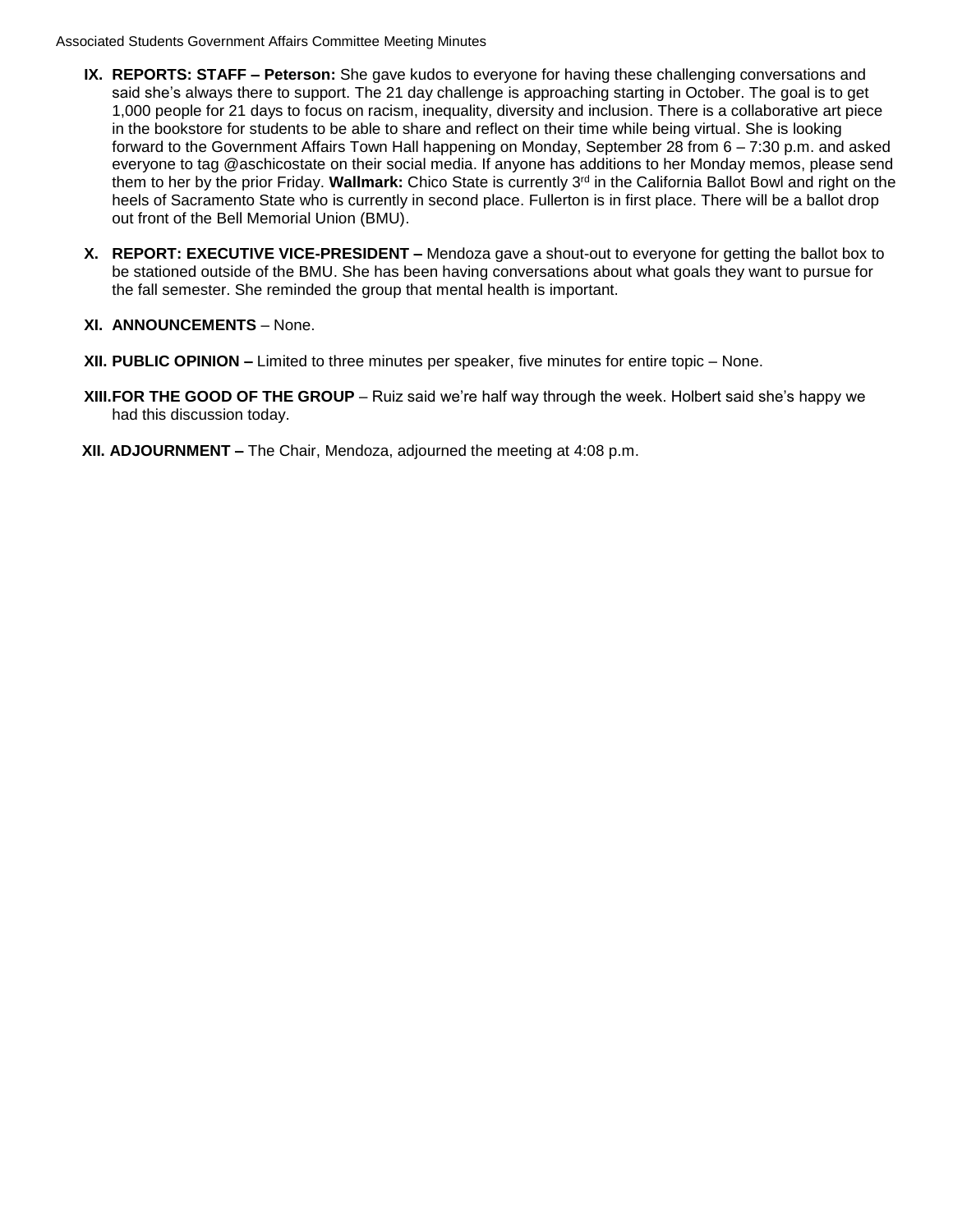**IX. REPORTS: STAFF – Peterson:** She gave kudos to everyone for having these challenging conversations and said she's always there to support. The 21 day challenge is approaching starting in October. The goal is to get 1,000 people for 21 days to focus on racism, inequality, diversity and inclusion. There is a collaborative art piece in the bookstore for students to be able to share and reflect on their time while being virtual. She is looking forward to the Government Affairs Town Hall happening on Monday, September 28 from 6 – 7:30 p.m. and asked everyone to tag @aschicostate on their social media. If anyone has additions to her Monday memos, please send them to her by the prior Friday. **Wallmark:** Chico State is currently 3rd in the California Ballot Bowl and right on the heels of Sacramento State who is currently in second place. Fullerton is in first place. There will be a ballot drop out front of the Bell Memorial Union (BMU).

**X. REPORT: EXECUTIVE VICE-PRESIDENT –** Mendoza gave a shout-out to everyone for getting the ballot box to be stationed outside of the BMU. She has been having conversations about what goals they want to pursue for the fall semester. She reminded the group that mental health is important.

**XI. ANNOUNCEMENTS** – None.

**XII. PUBLIC OPINION –** Limited to three minutes per speaker, five minutes for entire topic – None.

**XIII. FOR THE GOOD OF THE GROUP** – Ruiz said we're half way through the week. Holbert said she's happy we had this discussion today.

**XII. ADJOURNMENT –** The Chair, Mendoza, adjourned the meeting at 4:08 p.m.